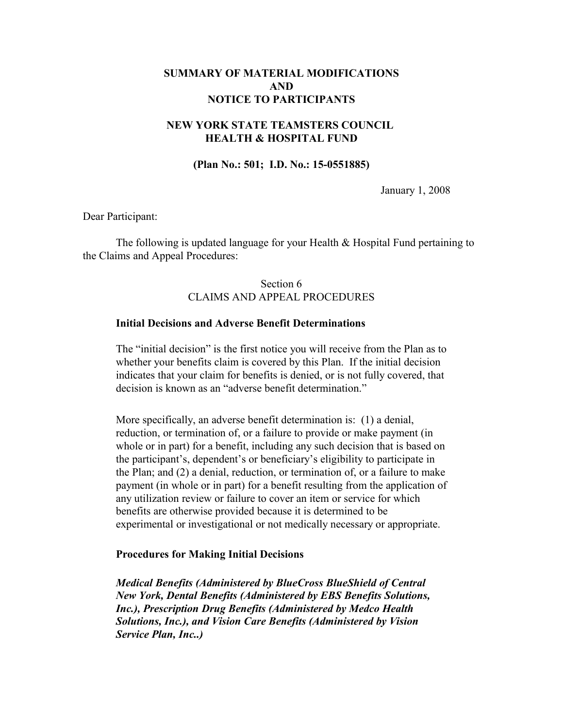# SUMMARY OF MATERIAL MODIFICATIONS AND NOTICE TO PARTICIPANTS

## NEW YORK STATE TEAMSTERS COUNCIL HEALTH & HOSPITAL FUND

**(Plan No.: 501; I.D. No.: 15-0551885)**

January 1, 2008

Dear Participant:

The following is updated language for your Health & Hospital Fund pertaining to the Claims and Appeal Procedures:

## Section 6
## CLAIMS AND APPEAL PROCEDURES

### Initial Decisions and Adverse Benefit Determinations

The "initial decision" is the first notice you will receive from the Plan as to whether your benefits claim is covered by this Plan. If the initial decision indicates that your claim for benefits is denied, or is not fully covered, that decision is known as an "adverse benefit determination."

More specifically, an adverse benefit determination is: (1) a denial, reduction, or termination of, or a failure to provide or make payment (in whole or in part) for a benefit, including any such decision that is based on the participant's, dependent's or beneficiary's eligibility to participate in the Plan; and (2) a denial, reduction, or termination of, or a failure to make payment (in whole or in part) for a benefit resulting from the application of any utilization review or failure to cover an item or service for which benefits are otherwise provided because it is determined to be experimental or investigational or not medically necessary or appropriate.

### Procedures for Making Initial Decisions

***Medical Benefits (Administered by BlueCross BlueShield of Central New York, Dental Benefits (Administered by EBS Benefits Solutions, Inc.), Prescription Drug Benefits (Administered by Medco Health Solutions, Inc.), and Vision Care Benefits (Administered by Vision Service Plan, Inc..)***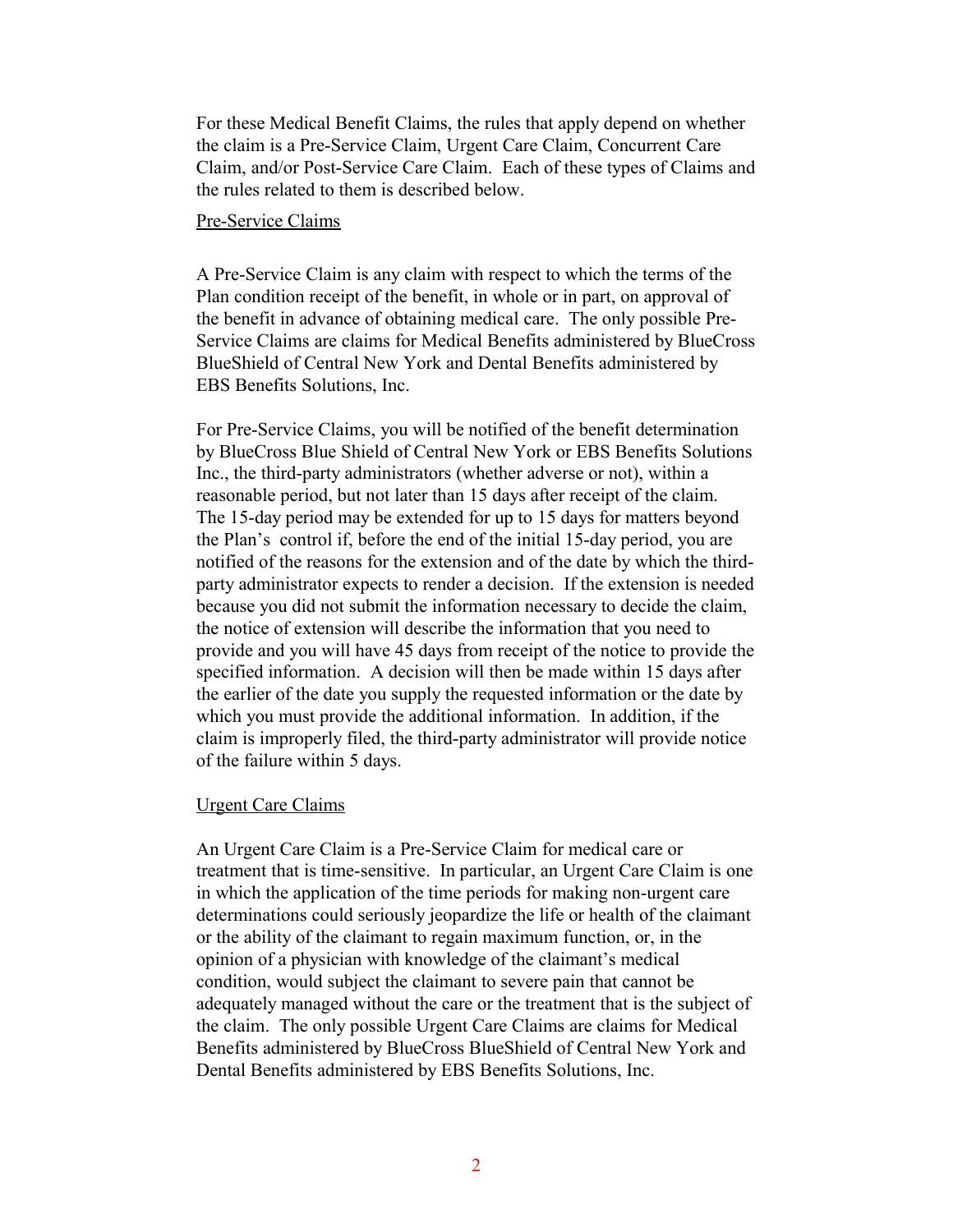For these Medical Benefit Claims, the rules that apply depend on whether the claim is a Pre-Service Claim, Urgent Care Claim, Concurrent Care Claim, and/or Post-Service Care Claim. Each of these types of Claims and the rules related to them is described below.

<u>Pre-Service Claims</u>

A Pre-Service Claim is any claim with respect to which the terms of the Plan condition receipt of the benefit, in whole or in part, on approval of the benefit in advance of obtaining medical care. The only possible Pre-Service Claims are claims for Medical Benefits administered by BlueCross BlueShield of Central New York and Dental Benefits administered by EBS Benefits Solutions, Inc.

For Pre-Service Claims, you will be notified of the benefit determination by BlueCross Blue Shield of Central New York or EBS Benefits Solutions Inc., the third-party administrators (whether adverse or not), within a reasonable period, but not later than 15 days after receipt of the claim. The 15-day period may be extended for up to 15 days for matters beyond the Plan's control if, before the end of the initial 15-day period, you are notified of the reasons for the extension and of the date by which the third-party administrator expects to render a decision. If the extension is needed because you did not submit the information necessary to decide the claim, the notice of extension will describe the information that you need to provide and you will have 45 days from receipt of the notice to provide the specified information. A decision will then be made within 15 days after the earlier of the date you supply the requested information or the date by which you must provide the additional information. In addition, if the claim is improperly filed, the third-party administrator will provide notice of the failure within 5 days.

<u>Urgent Care Claims</u>

An Urgent Care Claim is a Pre-Service Claim for medical care or treatment that is time-sensitive. In particular, an Urgent Care Claim is one in which the application of the time periods for making non-urgent care determinations could seriously jeopardize the life or health of the claimant or the ability of the claimant to regain maximum function, or, in the opinion of a physician with knowledge of the claimant's medical condition, would subject the claimant to severe pain that cannot be adequately managed without the care or the treatment that is the subject of the claim. The only possible Urgent Care Claims are claims for Medical Benefits administered by BlueCross BlueShield of Central New York and Dental Benefits administered by EBS Benefits Solutions, Inc.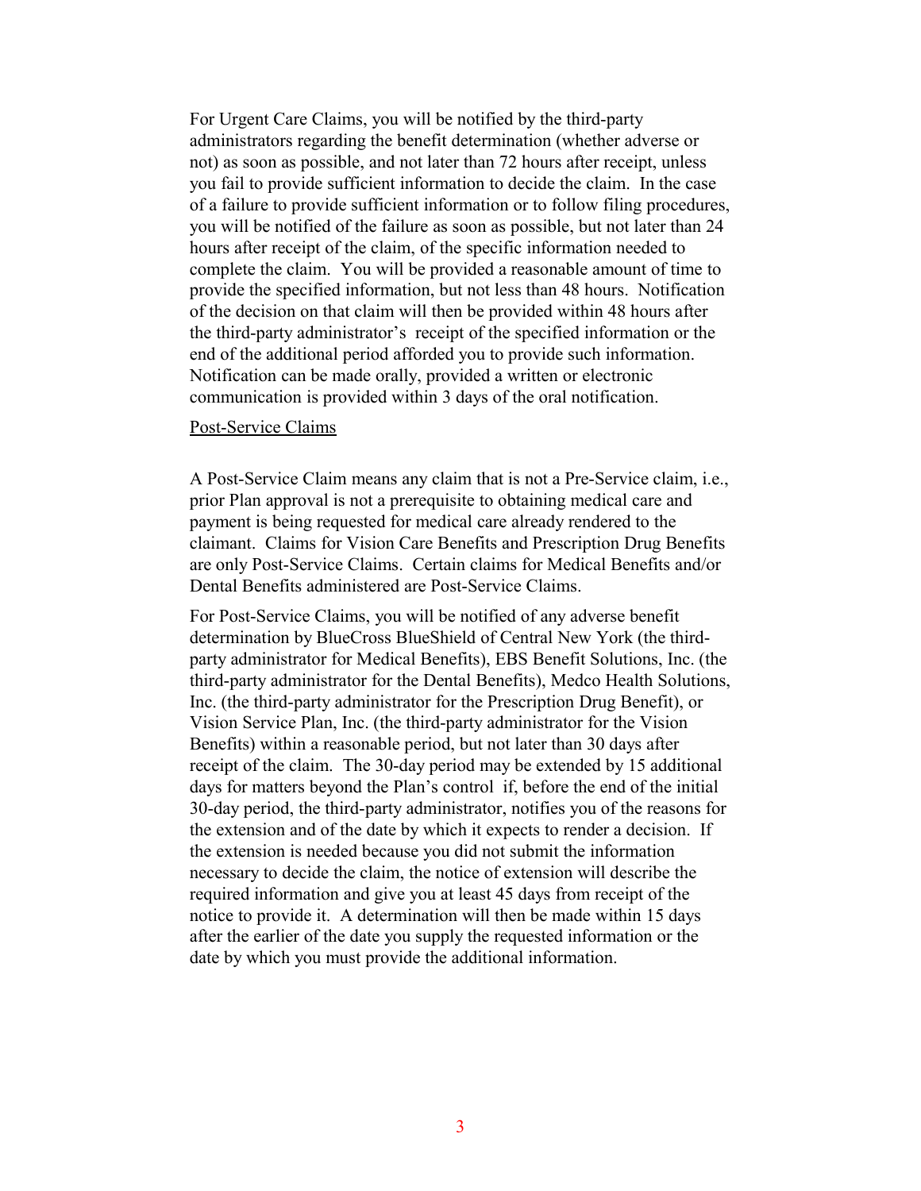For Urgent Care Claims, you will be notified by the third-party administrators regarding the benefit determination (whether adverse or not) as soon as possible, and not later than 72 hours after receipt, unless you fail to provide sufficient information to decide the claim. In the case of a failure to provide sufficient information or to follow filing procedures, you will be notified of the failure as soon as possible, but not later than 24 hours after receipt of the claim, of the specific information needed to complete the claim. You will be provided a reasonable amount of time to provide the specified information, but not less than 48 hours. Notification of the decision on that claim will then be provided within 48 hours after the third-party administrator's receipt of the specified information or the end of the additional period afforded you to provide such information. Notification can be made orally, provided a written or electronic communication is provided within 3 days of the oral notification.

<u>Post-Service Claims</u>

A Post-Service Claim means any claim that is not a Pre-Service claim, i.e., prior Plan approval is not a prerequisite to obtaining medical care and payment is being requested for medical care already rendered to the claimant. Claims for Vision Care Benefits and Prescription Drug Benefits are only Post-Service Claims. Certain claims for Medical Benefits and/or Dental Benefits administered are Post-Service Claims.

For Post-Service Claims, you will be notified of any adverse benefit determination by BlueCross BlueShield of Central New York (the third-party administrator for Medical Benefits), EBS Benefit Solutions, Inc. (the third-party administrator for the Dental Benefits), Medco Health Solutions, Inc. (the third-party administrator for the Prescription Drug Benefit), or Vision Service Plan, Inc. (the third-party administrator for the Vision Benefits) within a reasonable period, but not later than 30 days after receipt of the claim. The 30-day period may be extended by 15 additional days for matters beyond the Plan's control if, before the end of the initial 30-day period, the third-party administrator, notifies you of the reasons for the extension and of the date by which it expects to render a decision. If the extension is needed because you did not submit the information necessary to decide the claim, the notice of extension will describe the required information and give you at least 45 days from receipt of the notice to provide it. A determination will then be made within 15 days after the earlier of the date you supply the requested information or the date by which you must provide the additional information.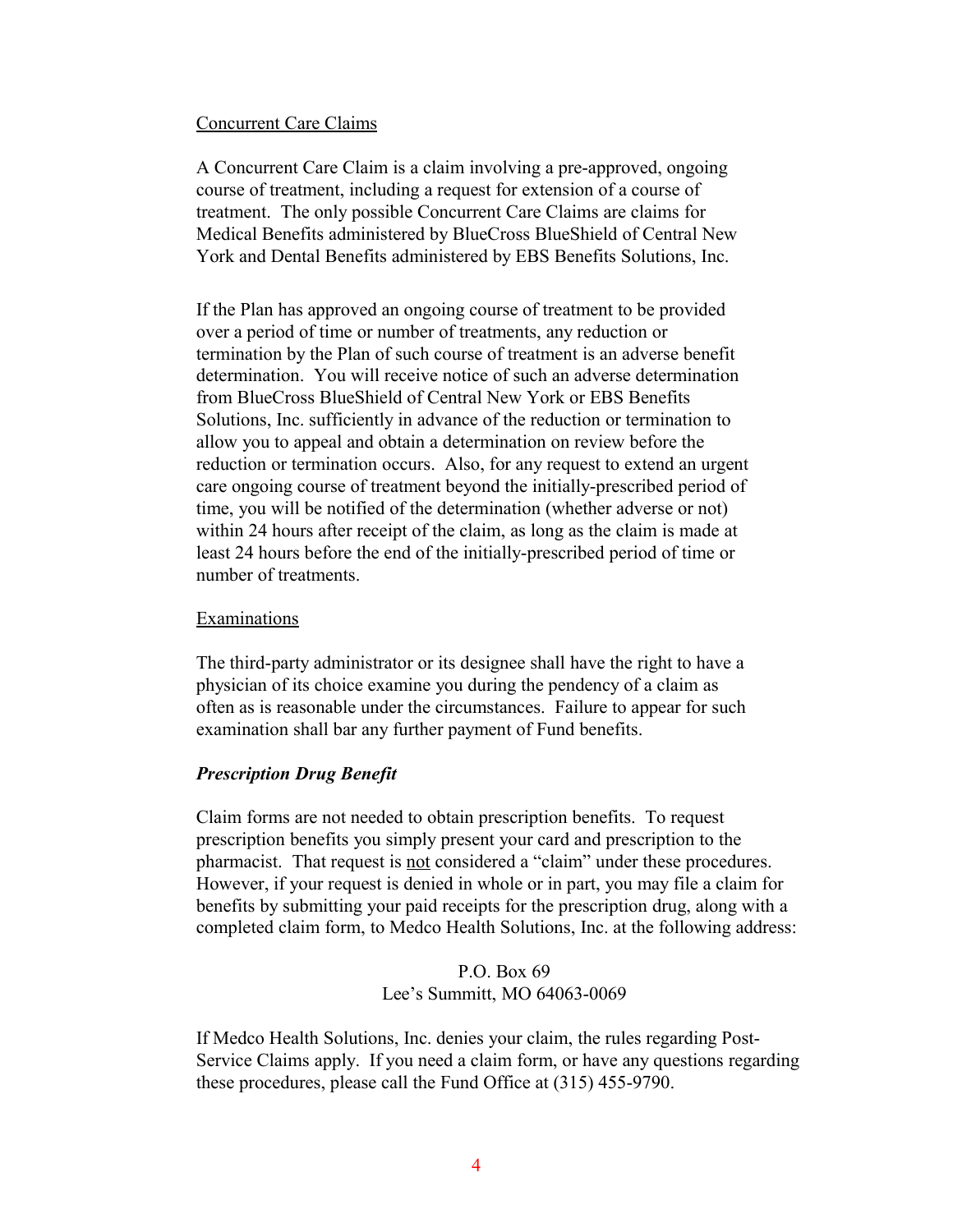Concurrent Care Claims

A Concurrent Care Claim is a claim involving a pre-approved, ongoing course of treatment, including a request for extension of a course of treatment. The only possible Concurrent Care Claims are claims for Medical Benefits administered by BlueCross BlueShield of Central New York and Dental Benefits administered by EBS Benefits Solutions, Inc.

If the Plan has approved an ongoing course of treatment to be provided over a period of time or number of treatments, any reduction or termination by the Plan of such course of treatment is an adverse benefit determination. You will receive notice of such an adverse determination from BlueCross BlueShield of Central New York or EBS Benefits Solutions, Inc. sufficiently in advance of the reduction or termination to allow you to appeal and obtain a determination on review before the reduction or termination occurs. Also, for any request to extend an urgent care ongoing course of treatment beyond the initially-prescribed period of time, you will be notified of the determination (whether adverse or not) within 24 hours after receipt of the claim, as long as the claim is made at least 24 hours before the end of the initially-prescribed period of time or number of treatments.

Examinations

The third-party administrator or its designee shall have the right to have a physician of its choice examine you during the pendency of a claim as often as is reasonable under the circumstances. Failure to appear for such examination shall bar any further payment of Fund benefits.

***Prescription Drug Benefit***

Claim forms are not needed to obtain prescription benefits. To request prescription benefits you simply present your card and prescription to the pharmacist. That request is not considered a "claim" under these procedures. However, if your request is denied in whole or in part, you may file a claim for benefits by submitting your paid receipts for the prescription drug, along with a completed claim form, to Medco Health Solutions, Inc. at the following address:

P.O. Box 69
Lee's Summitt, MO 64063-0069

If Medco Health Solutions, Inc. denies your claim, the rules regarding Post-Service Claims apply. If you need a claim form, or have any questions regarding these procedures, please call the Fund Office at (315) 455-9790.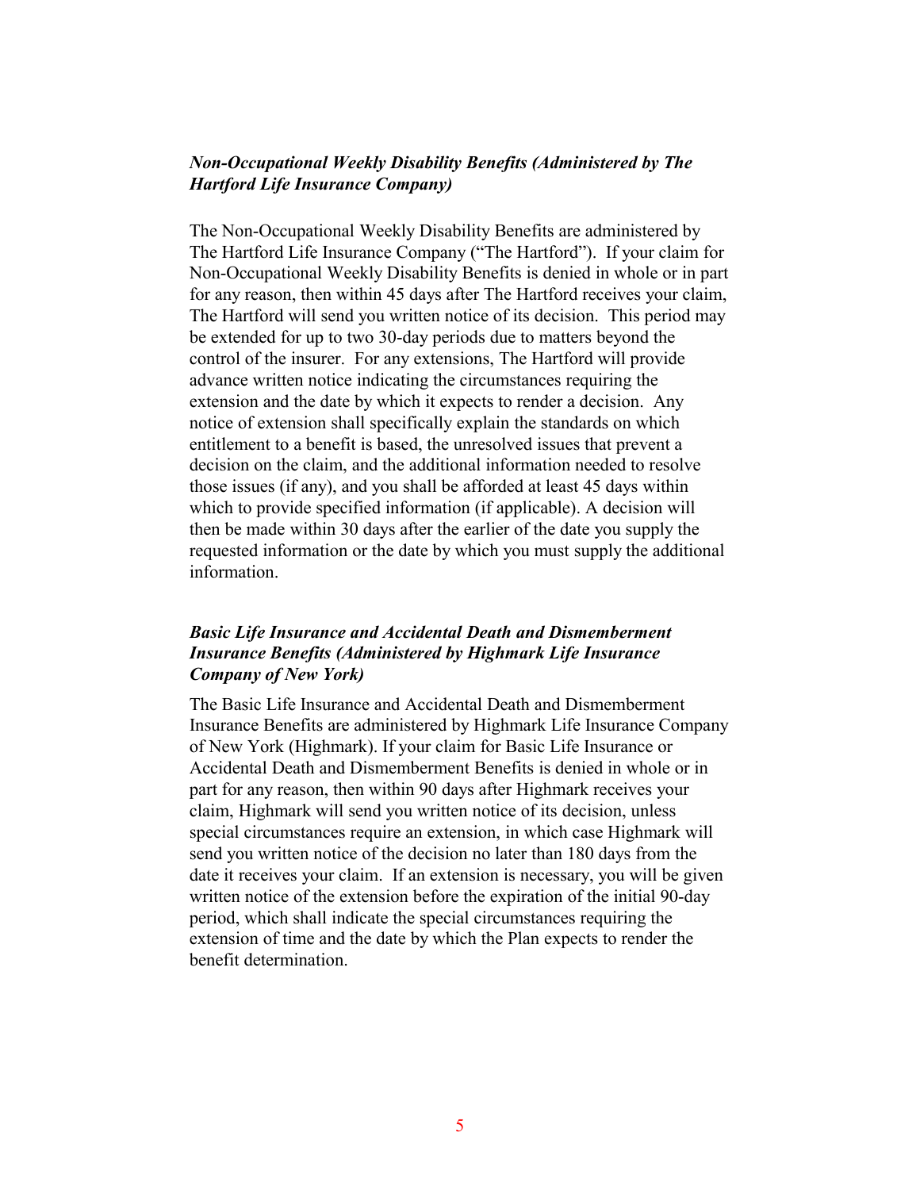***Non-Occupational Weekly Disability Benefits (Administered by The Hartford Life Insurance Company)***

The Non-Occupational Weekly Disability Benefits are administered by The Hartford Life Insurance Company ("The Hartford"). If your claim for Non-Occupational Weekly Disability Benefits is denied in whole or in part for any reason, then within 45 days after The Hartford receives your claim, The Hartford will send you written notice of its decision. This period may be extended for up to two 30-day periods due to matters beyond the control of the insurer. For any extensions, The Hartford will provide advance written notice indicating the circumstances requiring the extension and the date by which it expects to render a decision. Any notice of extension shall specifically explain the standards on which entitlement to a benefit is based, the unresolved issues that prevent a decision on the claim, and the additional information needed to resolve those issues (if any), and you shall be afforded at least 45 days within which to provide specified information (if applicable). A decision will then be made within 30 days after the earlier of the date you supply the requested information or the date by which you must supply the additional information.

***Basic Life Insurance and Accidental Death and Dismemberment Insurance Benefits (Administered by Highmark Life Insurance Company of New York)***

The Basic Life Insurance and Accidental Death and Dismemberment Insurance Benefits are administered by Highmark Life Insurance Company of New York (Highmark). If your claim for Basic Life Insurance or Accidental Death and Dismemberment Benefits is denied in whole or in part for any reason, then within 90 days after Highmark receives your claim, Highmark will send you written notice of its decision, unless special circumstances require an extension, in which case Highmark will send you written notice of the decision no later than 180 days from the date it receives your claim. If an extension is necessary, you will be given written notice of the extension before the expiration of the initial 90-day period, which shall indicate the special circumstances requiring the extension of time and the date by which the Plan expects to render the benefit determination.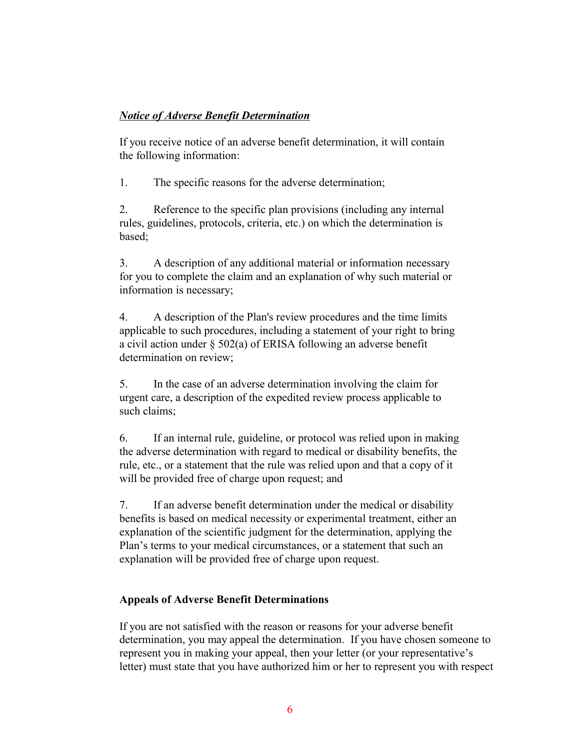***Notice of Adverse Benefit Determination***

If you receive notice of an adverse benefit determination, it will contain the following information:

1. The specific reasons for the adverse determination;

2. Reference to the specific plan provisions (including any internal rules, guidelines, protocols, criteria, etc.) on which the determination is based;

3. A description of any additional material or information necessary for you to complete the claim and an explanation of why such material or information is necessary;

4. A description of the Plan's review procedures and the time limits applicable to such procedures, including a statement of your right to bring a civil action under § 502(a) of ERISA following an adverse benefit determination on review;

5. In the case of an adverse determination involving the claim for urgent care, a description of the expedited review process applicable to such claims;

6. If an internal rule, guideline, or protocol was relied upon in making the adverse determination with regard to medical or disability benefits, the rule, etc., or a statement that the rule was relied upon and that a copy of it will be provided free of charge upon request; and

7. If an adverse benefit determination under the medical or disability benefits is based on medical necessity or experimental treatment, either an explanation of the scientific judgment for the determination, applying the Plan's terms to your medical circumstances, or a statement that such an explanation will be provided free of charge upon request.

**Appeals of Adverse Benefit Determinations**

If you are not satisfied with the reason or reasons for your adverse benefit determination, you may appeal the determination. If you have chosen someone to represent you in making your appeal, then your letter (or your representative's letter) must state that you have authorized him or her to represent you with respect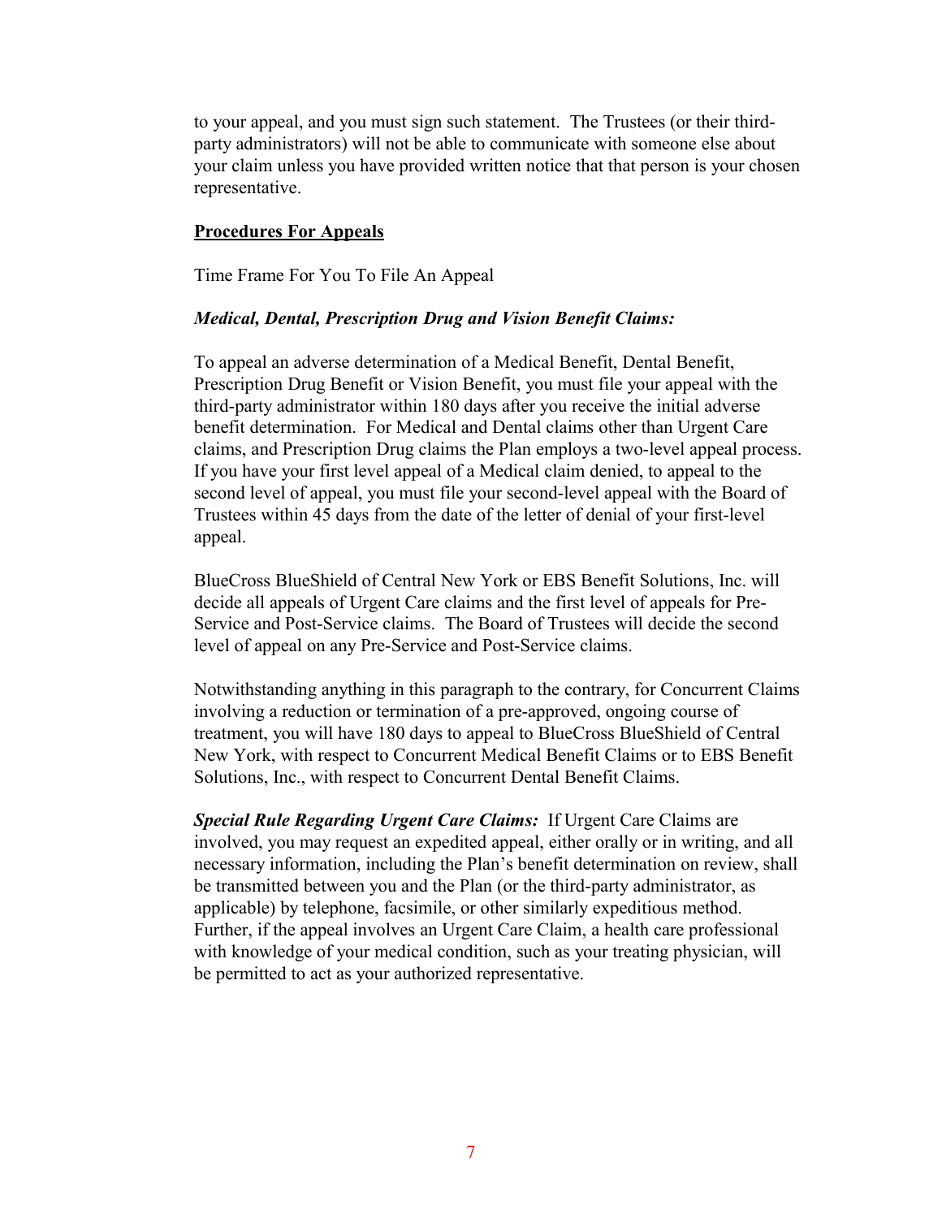to your appeal, and you must sign such statement. The Trustees (or their third-party administrators) will not be able to communicate with someone else about your claim unless you have provided written notice that that person is your chosen representative.

**<u>Procedures For Appeals</u>**

Time Frame For You To File An Appeal

***Medical, Dental, Prescription Drug and Vision Benefit Claims:***

To appeal an adverse determination of a Medical Benefit, Dental Benefit, Prescription Drug Benefit or Vision Benefit, you must file your appeal with the third-party administrator within 180 days after you receive the initial adverse benefit determination. For Medical and Dental claims other than Urgent Care claims, and Prescription Drug claims the Plan employs a two-level appeal process. If you have your first level appeal of a Medical claim denied, to appeal to the second level of appeal, you must file your second-level appeal with the Board of Trustees within 45 days from the date of the letter of denial of your first-level appeal.

BlueCross BlueShield of Central New York or EBS Benefit Solutions, Inc. will decide all appeals of Urgent Care claims and the first level of appeals for Pre-Service and Post-Service claims. The Board of Trustees will decide the second level of appeal on any Pre-Service and Post-Service claims.

Notwithstanding anything in this paragraph to the contrary, for Concurrent Claims involving a reduction or termination of a pre-approved, ongoing course of treatment, you will have 180 days to appeal to BlueCross BlueShield of Central New York, with respect to Concurrent Medical Benefit Claims or to EBS Benefit Solutions, Inc., with respect to Concurrent Dental Benefit Claims.

***Special Rule Regarding Urgent Care Claims:*** If Urgent Care Claims are involved, you may request an expedited appeal, either orally or in writing, and all necessary information, including the Plan's benefit determination on review, shall be transmitted between you and the Plan (or the third-party administrator, as applicable) by telephone, facsimile, or other similarly expeditious method. Further, if the appeal involves an Urgent Care Claim, a health care professional with knowledge of your medical condition, such as your treating physician, will be permitted to act as your authorized representative.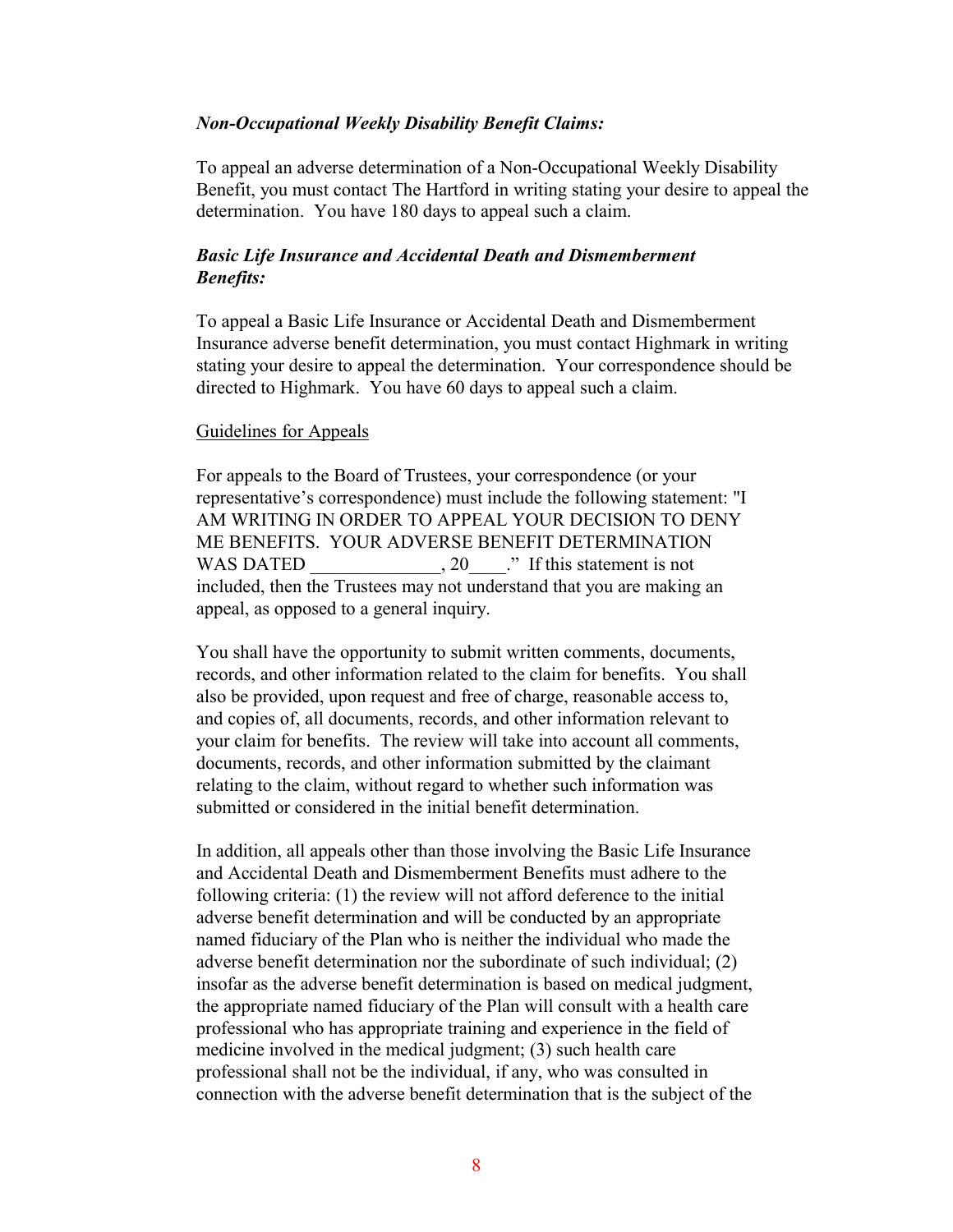***Non-Occupational Weekly Disability Benefit Claims:***

To appeal an adverse determination of a Non-Occupational Weekly Disability Benefit, you must contact The Hartford in writing stating your desire to appeal the determination. You have 180 days to appeal such a claim.

***Basic Life Insurance and Accidental Death and Dismemberment Benefits:***

To appeal a Basic Life Insurance or Accidental Death and Dismemberment Insurance adverse benefit determination, you must contact Highmark in writing stating your desire to appeal the determination. Your correspondence should be directed to Highmark. You have 60 days to appeal such a claim.

<u>Guidelines for Appeals</u>

For appeals to the Board of Trustees, your correspondence (or your representative's correspondence) must include the following statement: "I AM WRITING IN ORDER TO APPEAL YOUR DECISION TO DENY ME BENEFITS. YOUR ADVERSE BENEFIT DETERMINATION WAS DATED ______________, 20____." If this statement is not included, then the Trustees may not understand that you are making an appeal, as opposed to a general inquiry.

You shall have the opportunity to submit written comments, documents, records, and other information related to the claim for benefits. You shall also be provided, upon request and free of charge, reasonable access to, and copies of, all documents, records, and other information relevant to your claim for benefits. The review will take into account all comments, documents, records, and other information submitted by the claimant relating to the claim, without regard to whether such information was submitted or considered in the initial benefit determination.

In addition, all appeals other than those involving the Basic Life Insurance and Accidental Death and Dismemberment Benefits must adhere to the following criteria: (1) the review will not afford deference to the initial adverse benefit determination and will be conducted by an appropriate named fiduciary of the Plan who is neither the individual who made the adverse benefit determination nor the subordinate of such individual; (2) insofar as the adverse benefit determination is based on medical judgment, the appropriate named fiduciary of the Plan will consult with a health care professional who has appropriate training and experience in the field of medicine involved in the medical judgment; (3) such health care professional shall not be the individual, if any, who was consulted in connection with the adverse benefit determination that is the subject of the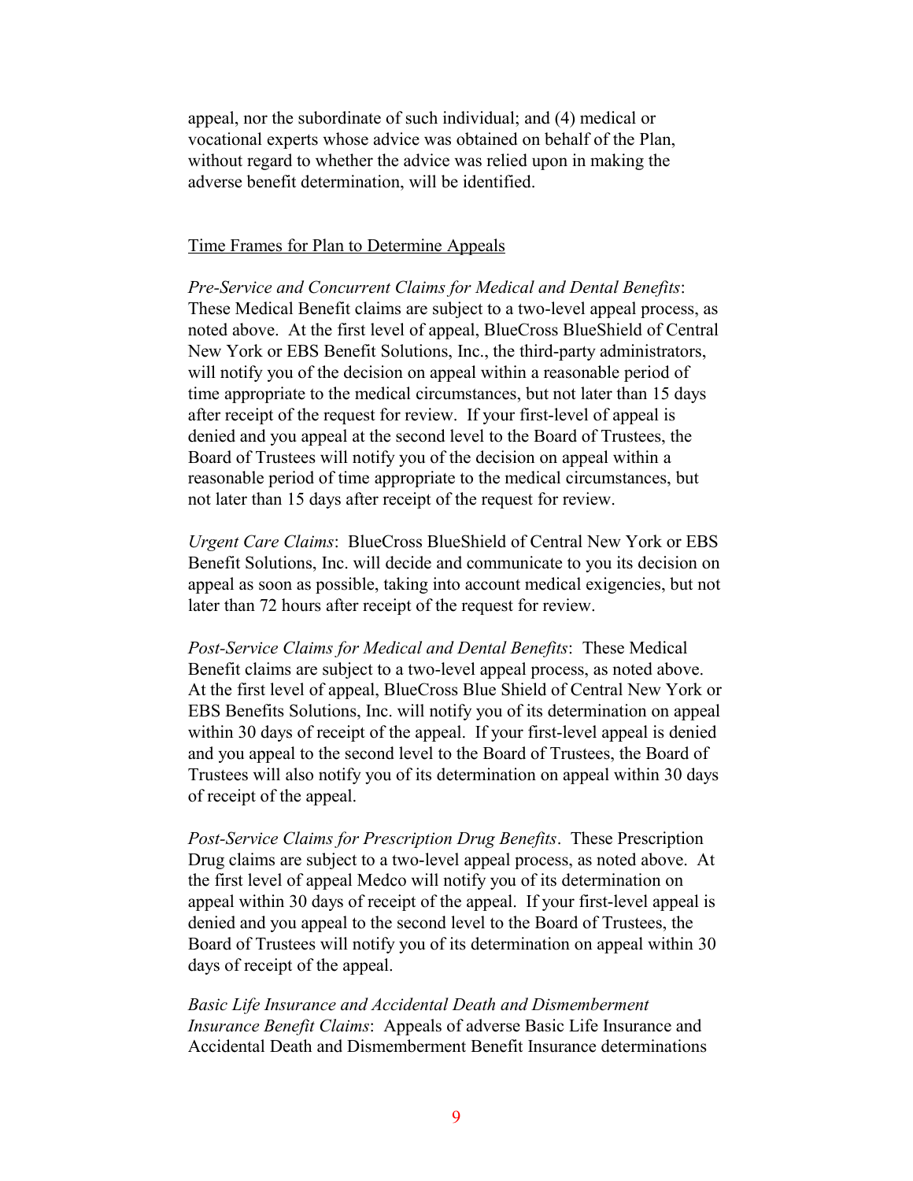appeal, nor the subordinate of such individual; and (4) medical or vocational experts whose advice was obtained on behalf of the Plan, without regard to whether the advice was relied upon in making the adverse benefit determination, will be identified.

Time Frames for Plan to Determine Appeals

*Pre-Service and Concurrent Claims for Medical and Dental Benefits*: These Medical Benefit claims are subject to a two-level appeal process, as noted above. At the first level of appeal, BlueCross BlueShield of Central New York or EBS Benefit Solutions, Inc., the third-party administrators, will notify you of the decision on appeal within a reasonable period of time appropriate to the medical circumstances, but not later than 15 days after receipt of the request for review. If your first-level of appeal is denied and you appeal at the second level to the Board of Trustees, the Board of Trustees will notify you of the decision on appeal within a reasonable period of time appropriate to the medical circumstances, but not later than 15 days after receipt of the request for review.

*Urgent Care Claims*: BlueCross BlueShield of Central New York or EBS Benefit Solutions, Inc. will decide and communicate to you its decision on appeal as soon as possible, taking into account medical exigencies, but not later than 72 hours after receipt of the request for review.

*Post-Service Claims for Medical and Dental Benefits*: These Medical Benefit claims are subject to a two-level appeal process, as noted above. At the first level of appeal, BlueCross Blue Shield of Central New York or EBS Benefits Solutions, Inc. will notify you of its determination on appeal within 30 days of receipt of the appeal. If your first-level appeal is denied and you appeal to the second level to the Board of Trustees, the Board of Trustees will also notify you of its determination on appeal within 30 days of receipt of the appeal.

*Post-Service Claims for Prescription Drug Benefits*. These Prescription Drug claims are subject to a two-level appeal process, as noted above. At the first level of appeal Medco will notify you of its determination on appeal within 30 days of receipt of the appeal. If your first-level appeal is denied and you appeal to the second level to the Board of Trustees, the Board of Trustees will notify you of its determination on appeal within 30 days of receipt of the appeal.

*Basic Life Insurance and Accidental Death and Dismemberment Insurance Benefit Claims*: Appeals of adverse Basic Life Insurance and Accidental Death and Dismemberment Benefit Insurance determinations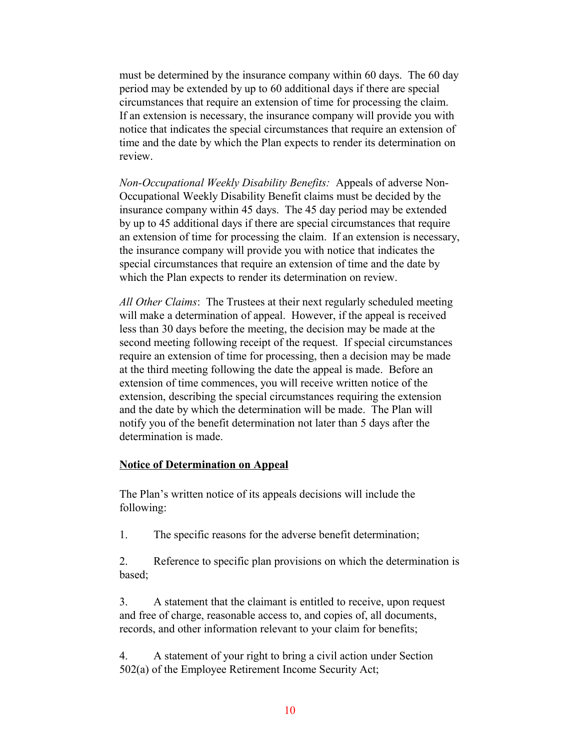must be determined by the insurance company within 60 days. The 60 day period may be extended by up to 60 additional days if there are special circumstances that require an extension of time for processing the claim. If an extension is necessary, the insurance company will provide you with notice that indicates the special circumstances that require an extension of time and the date by which the Plan expects to render its determination on review.

*Non-Occupational Weekly Disability Benefits:* Appeals of adverse Non-Occupational Weekly Disability Benefit claims must be decided by the insurance company within 45 days. The 45 day period may be extended by up to 45 additional days if there are special circumstances that require an extension of time for processing the claim. If an extension is necessary, the insurance company will provide you with notice that indicates the special circumstances that require an extension of time and the date by which the Plan expects to render its determination on review.

*All Other Claims*: The Trustees at their next regularly scheduled meeting will make a determination of appeal. However, if the appeal is received less than 30 days before the meeting, the decision may be made at the second meeting following receipt of the request. If special circumstances require an extension of time for processing, then a decision may be made at the third meeting following the date the appeal is made. Before an extension of time commences, you will receive written notice of the extension, describing the special circumstances requiring the extension and the date by which the determination will be made. The Plan will notify you of the benefit determination not later than 5 days after the determination is made.

**<u>Notice of Determination on Appeal</u>**

The Plan's written notice of its appeals decisions will include the following:

1. The specific reasons for the adverse benefit determination;

2. Reference to specific plan provisions on which the determination is based;

3. A statement that the claimant is entitled to receive, upon request and free of charge, reasonable access to, and copies of, all documents, records, and other information relevant to your claim for benefits;

4. A statement of your right to bring a civil action under Section 502(a) of the Employee Retirement Income Security Act;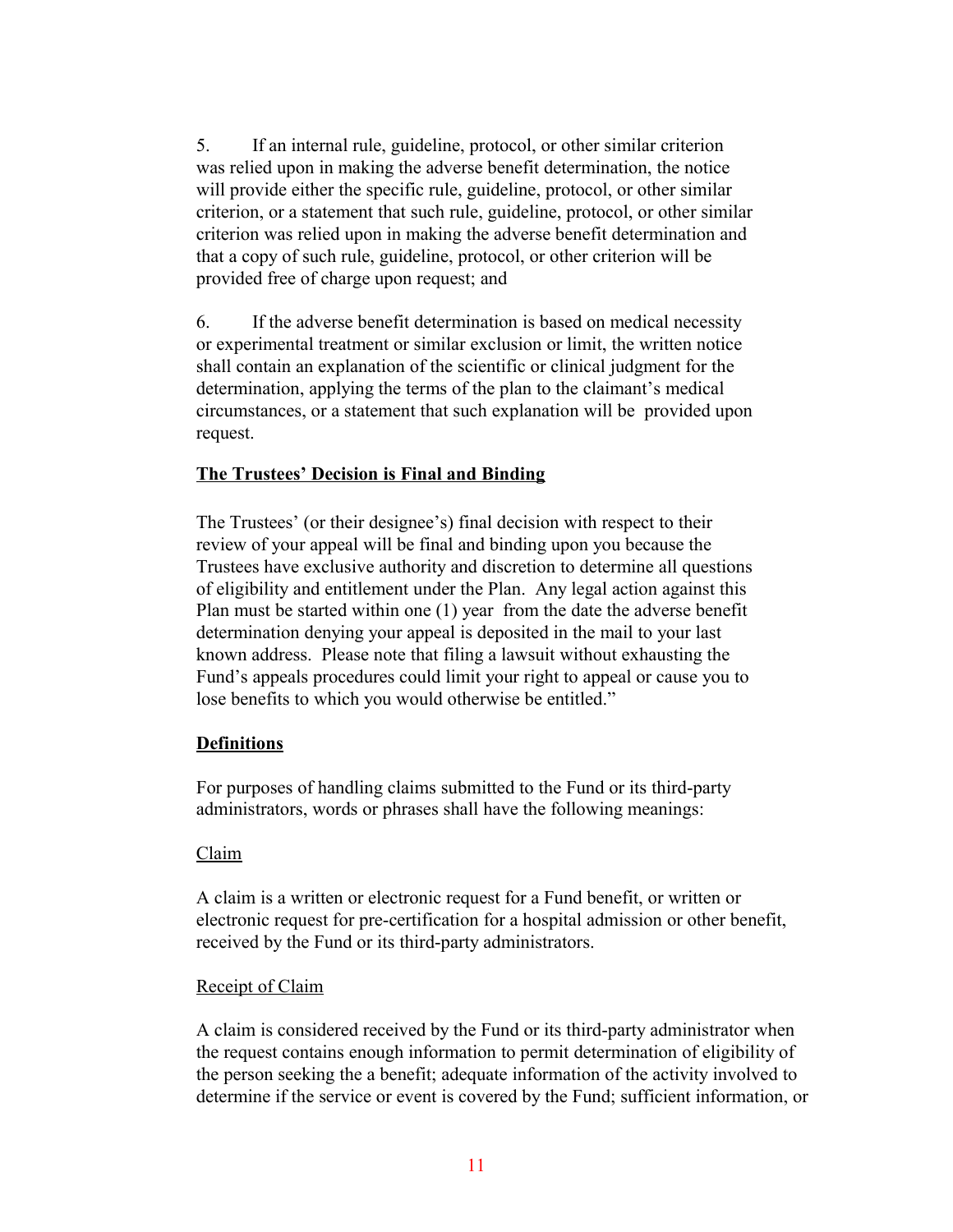5. If an internal rule, guideline, protocol, or other similar criterion was relied upon in making the adverse benefit determination, the notice will provide either the specific rule, guideline, protocol, or other similar criterion, or a statement that such rule, guideline, protocol, or other similar criterion was relied upon in making the adverse benefit determination and that a copy of such rule, guideline, protocol, or other criterion will be provided free of charge upon request; and

6. If the adverse benefit determination is based on medical necessity or experimental treatment or similar exclusion or limit, the written notice shall contain an explanation of the scientific or clinical judgment for the determination, applying the terms of the plan to the claimant's medical circumstances, or a statement that such explanation will be provided upon request.

**The Trustees' Decision is Final and Binding**

The Trustees' (or their designee's) final decision with respect to their review of your appeal will be final and binding upon you because the Trustees have exclusive authority and discretion to determine all questions of eligibility and entitlement under the Plan. Any legal action against this Plan must be started within one (1) year from the date the adverse benefit determination denying your appeal is deposited in the mail to your last known address. Please note that filing a lawsuit without exhausting the Fund's appeals procedures could limit your right to appeal or cause you to lose benefits to which you would otherwise be entitled."

**Definitions**

For purposes of handling claims submitted to the Fund or its third-party administrators, words or phrases shall have the following meanings:

Claim

A claim is a written or electronic request for a Fund benefit, or written or electronic request for pre-certification for a hospital admission or other benefit, received by the Fund or its third-party administrators.

Receipt of Claim

A claim is considered received by the Fund or its third-party administrator when the request contains enough information to permit determination of eligibility of the person seeking the a benefit; adequate information of the activity involved to determine if the service or event is covered by the Fund; sufficient information, or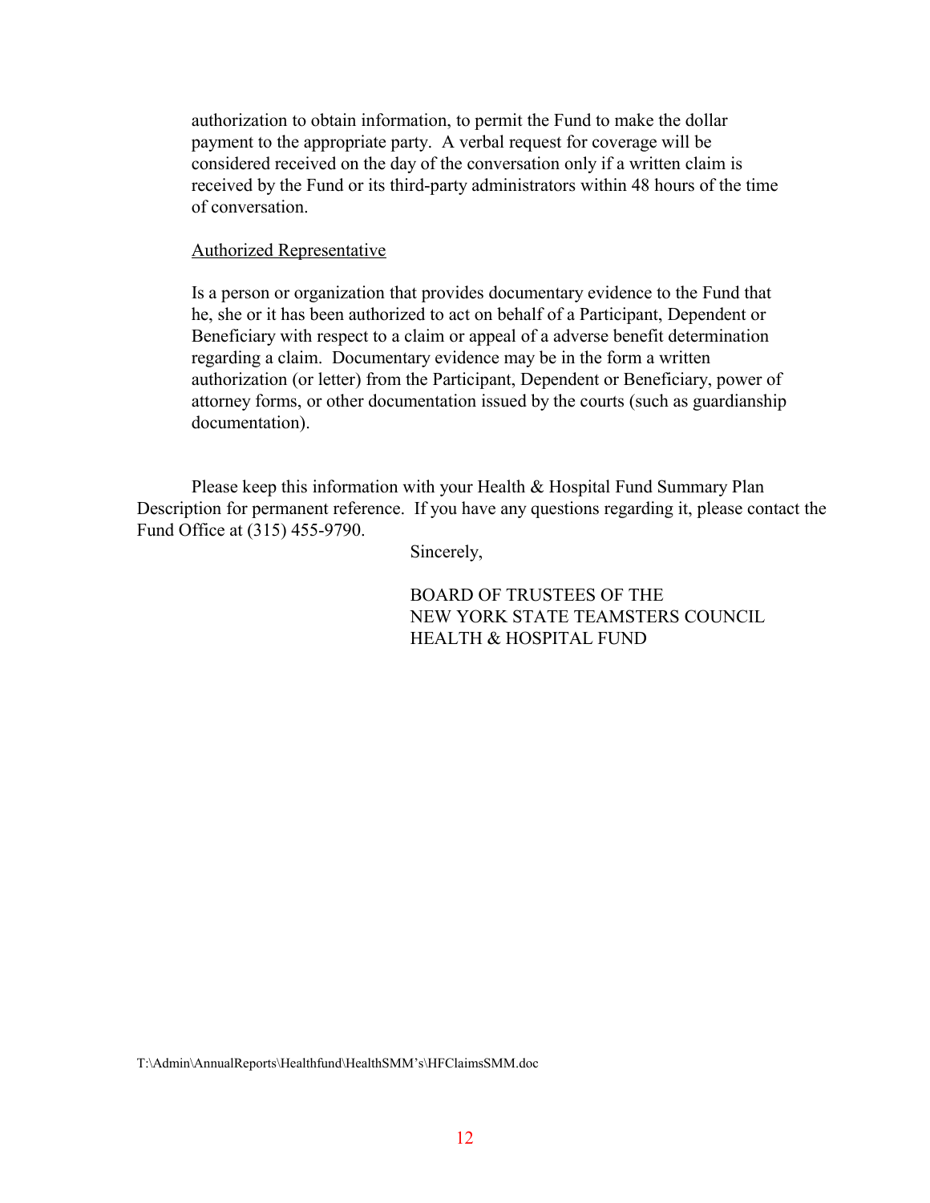authorization to obtain information, to permit the Fund to make the dollar payment to the appropriate party. A verbal request for coverage will be considered received on the day of the conversation only if a written claim is received by the Fund or its third-party administrators within 48 hours of the time of conversation.

<u>Authorized Representative</u>

Is a person or organization that provides documentary evidence to the Fund that he, she or it has been authorized to act on behalf of a Participant, Dependent or Beneficiary with respect to a claim or appeal of a adverse benefit determination regarding a claim. Documentary evidence may be in the form a written authorization (or letter) from the Participant, Dependent or Beneficiary, power of attorney forms, or other documentation issued by the courts (such as guardianship documentation).

Please keep this information with your Health & Hospital Fund Summary Plan Description for permanent reference. If you have any questions regarding it, please contact the Fund Office at (315) 455-9790.

Sincerely,

BOARD OF TRUSTEES OF THE
NEW YORK STATE TEAMSTERS COUNCIL
HEALTH & HOSPITAL FUND

T:\Admin\AnnualReports\Healthfund\HealthSMM's\HFClaimsSMM.doc